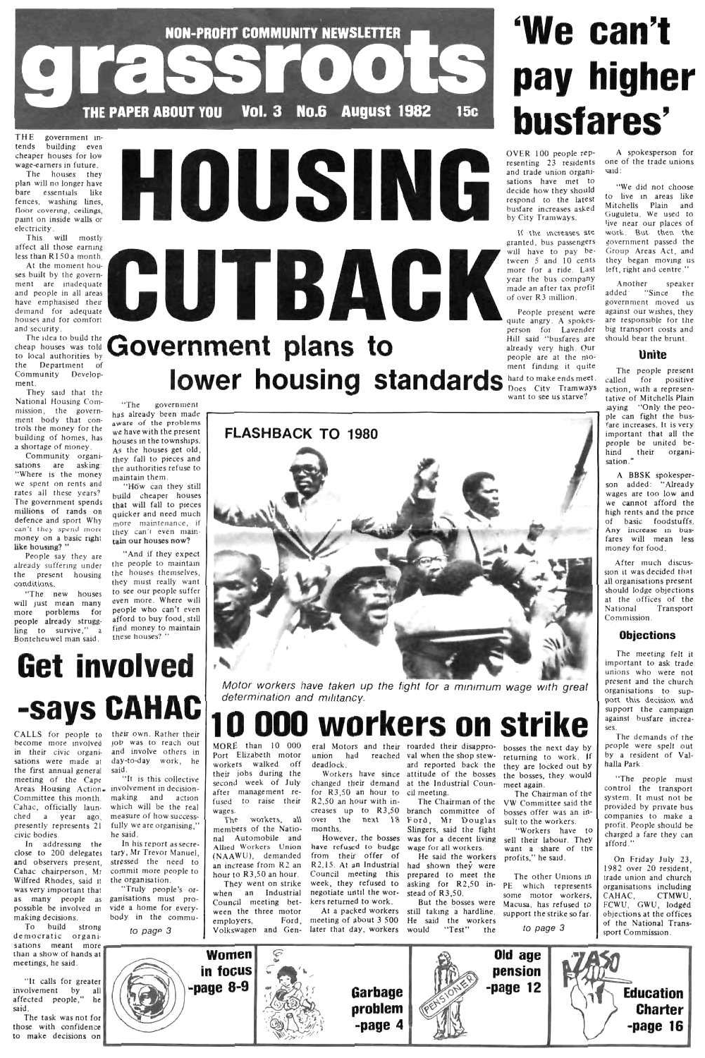NON-PROFIT COMMUNITY NEWSLETTER

# grassroots

THE PAPER ABOUT YOU Vol. 3 No.6 August 1982 15c

# HOUSING CUTBACK

## Government plans to lower housing standards

THE government intends building even cheaper houses for low wage-earners in future.

The houses they plan will no longer have bare essentials like fences, washing lines, floor covering, ceilings, paint on inside walls or electricity.

This will mostly affect all those earning less than R150 a month.

At the moment houses built by the government are inadequate and people in all areas have emphasised their demand for adequate houses and for comfort and security.

The idea to build the cheap houses was told to local authorities by the Department of Community Development.

They said that the National Housing Commission, the government body that controls the money for the building of homes, has a shortage of money.

Community organisations are asking: "Where is the money we spent on rents and rates all these years? The government spends millions of rands on defence and sport. Why can't they spend more money on a basic right like housing?"

People say they are already suffering under the present housing conditions.

"The new houses will just mean many more porblems for people already struggling to survive," a Bonteheuwel man said.

"The government has already been made aware of the problems we have with the present houses in the townships. As the houses get old, they fall to pieces and the authorities refuse to maintain them.

"How can they still build cheaper houses that will fall to pieces quicker and need much more maintenance, if they can't even maintain our houses now?

"And if they expect the people to maintain the houses themselves, they must really want to see our people suffer even more. Where will people who can't even afford to buy food, still find money to maintain these houses?"

## 'We can't pay higher busfares'

OVER 100 people representing 23 residents and trade union organisations have met to decide how they should respond to the latest busfare increases asked by City Tramways.

If the increases are granted, bus passengers will have to pay between 5 and 10 cents more for a ride. Last year the bus company made an after tax profit of over R3 million.

People present were quite angry. A spokesperson for Lavender Hill said "busfares are already very high. Our people are at the moment finding it quite hard to make ends meet. Does City Tramways want to see us starve?"

A spokesperson for one of the trade unions said:

"We did not choose to live in areas like Mitchells Plain and Guguletu. We used to live near our places of work. But then the government passed the Group Areas Act, and they began moving us left, right and centre."

Another speaker added: "Since the government moved us against our wishes, they are responsible for the big transport costs and should bear the brunt.

### Unite

The people present called for positive action, with a representative of Mitchells Plain saying "Only the people can fight the busfare increases. It is very important that all the people be united behind their organisation."

A BBSK spokesperson added: "Already wages are too low and we cannot afford the high rents and the price of basic foodstuffs. Any increase in busfares will mean less money for food.

After much discussion it was decided that all organisations present should lodge objections at the offices of the National Transport Commission.

### Objections

The meeting felt it important to ask trade unions who were not present and the church organisations to support this decision and support the campaign against busfare increases.

The demands of the people were spelt out by a resident of Valhalla Park.

"The people must control the transport system. It must not be provided by private bus companies to make a profit. People should be charged a fare they can afford."

On Friday July 23, 1982 over 20 resident, trade union and church organisations including CAHAC, CTMWU, FCWU, GWU, lodged objections at the offices of the National Transport Commission.

FLASHBACK TO 1980

*Motor workers have taken up the fight for a minimum wage with great determination and militancy.*

## 10 000 workers on strike

MORE than 10 000 Port Elizabeth motor workers walked off their jobs during the second week of July after management refused to raise their wages.

The workers, all members of the National Automobile and Allied Workers Union (NAAWU), demanded an increase from R2 an hour to R3,50 an hour.

They went on strike when an Industrial Council meeting between the three motor employers, Ford, Volkswagen and General Motors and their union had reached deadlock.

Workers have since changed their demand for R3,50 an hour to R2,50 an hour with increases up to R3,50 over the next 18 months.

However, the bosses have refused to budge from their offer of R2,15. At an Industrial Council meeting this week, they refused to negotiate until the workers returned to work.

At a packed workers meeting of about 3 500 later that day, workers roarded their disapproval when the shop steward reported back the attitude of the bosses at the Industrial Council meeting.

The Chairman of the branch committee of Ford, Mr Douglas Slingers, said the fight was for a decent living wage for all workers.

He said the workers had shown they were prepared to meet the asking for R2,50 instead of R3,50.

But the bosses were still taking a hardline. He said the workers would "Test" the bosses the next day by returning to work. If they are locked out by the bosses, they would meet again.

The Chairman of the VW Committee said the bosses offer was an insult to the workers.

"Workers have to sell their labour. They want a share of the profits," he said.

The other Unions in PE which represents some motor workers, Macusa, has refused to support the strike so far.

*to page 3*

## Get involved -says CAHAC

CALLS for people to become more involved in their civic organisations were made at the first annual general meeting of the Cape Areas Housing Action Committee this month. Cahac, officially launched a year ago, presently represents 21 civic bodies.

In addressing the close to 200 delegates and observers present, Cahac chairperson, Mr Wilfred Rhodes, said it was very important that as many people as possible be involved in making decisions.

To build strong democratic organisations meant more than a show of hands at meetings, he said.

"It calls for greater involvement by all affected people," he said.

The task was not for those with confidence to make decisions on their own. Rather their job was to reach out and involve others in day-to-day work, he said.

"It is this collective involvement in decision-making and action which will be the real measure of how successfully we are organising," he said.

In his report as secretary, Mr Trevor Manuel, stressed the need to commit more people to the organisation.

"Truly people's organisations must provide a home for everybody in the commu-

*to page 3*

Women in focus -page 8-9

Garbage problem -page 4

Old age pension -page 12

Education Charter -page 16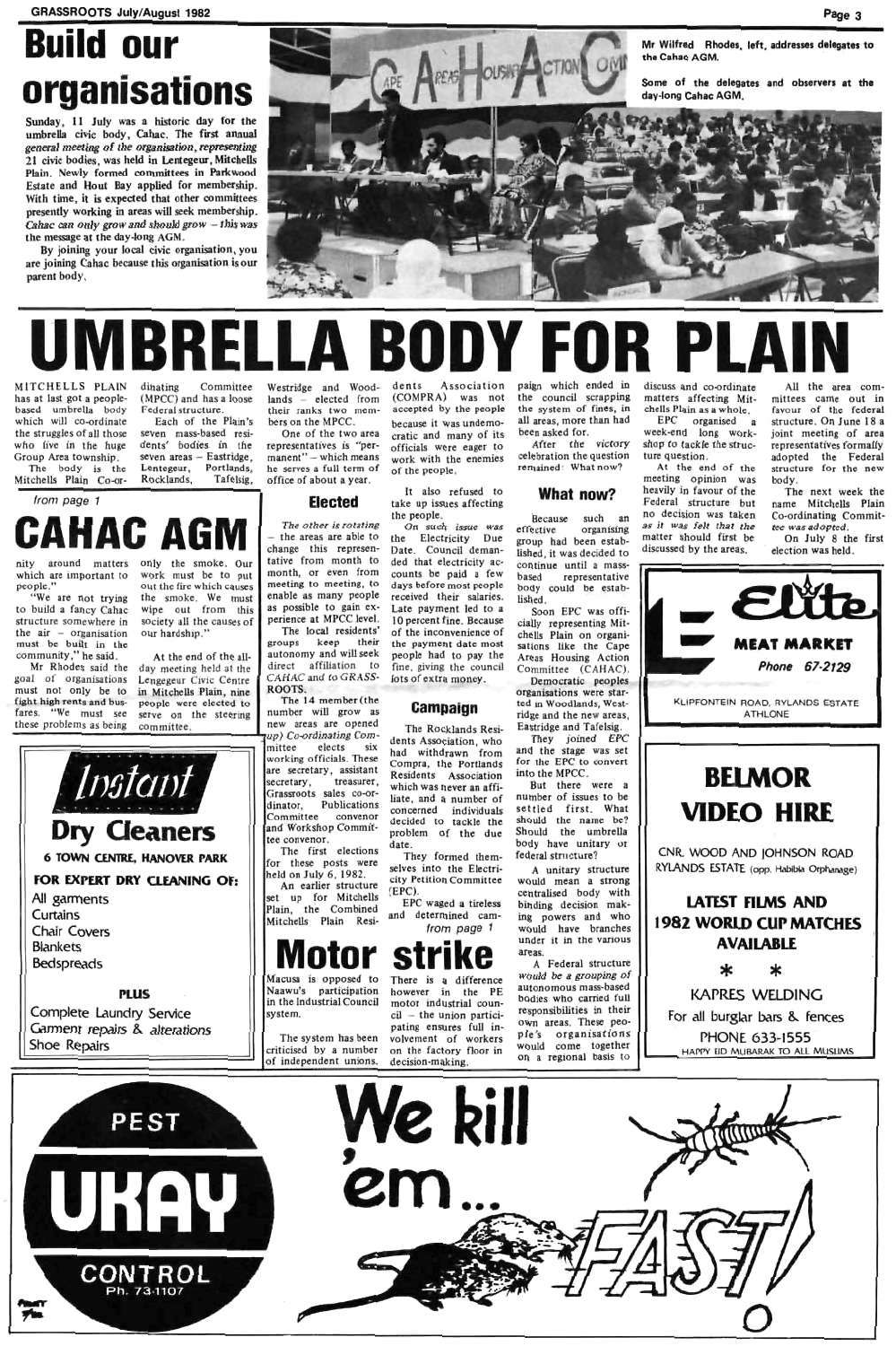# Build our organisations

Sunday, 11 July was a historic day for the umbrella civic body, Cahac. The first annual *general meeting of the organisation, representing* 21 civic bodies, was held in Lentegeur, Mitchells Plain. Newly formed committees in Parkwood Estate and Hout Bay applied for membership. With time, it is expected that other committees presently working in areas will seek membership. *Cahac can only grow and should grow – this* was the message at the day-long AGM.

By joining your local civic organisation, you are joining Cahac because this organisation is our parent body.

Mr Wilfred Rhodes, left, addresses delegates to the Cahac AGM.

Some of the delegates and observers at the day-long Cahac AGM.

# UMBRELLA BODY FOR PLAIN

MITCHELLS PLAIN has at last got a people-based umbrella body which will co-ordinate the struggles of all those who live in the huge Group Area township.

The body is the Mitchells Plain Co-ordinating Committee (MPCC) and has a loose Federal structure.

Each of the Plain's seven mass-based residents' bodies in the seven areas – Eastridge, Lentegeur, Portlands, Rocklands, Tafelsig, Westridge and Woodlands – elected from their ranks two members on the MPCC.

One of the two area representatives is "permanent" – which means he serves a full term of office of about a year.

## Elected

*The other is rotating* – the areas are able to change this representative from month to month, or even from meeting to meeting, to enable as many people as possible to gain experience at MPCC level.

The local residents' groups keep their autonomy and will seek direct affiliation to *CAHAC and to GRASSROOTS.*

The 14 member (the number will grow as new areas are opened *up) Co-ordinating Committee* elects six working officials. These are secretary, assistant secretary, treasurer, Grassroots sales co-ordinator, Publications Committee convenor and Workshop Committee convenor.

The first elections for these posts were held on July 6, 1982.

An earlier structure set up for Mitchells Plain, the Combined Mitchells Plain Residents Association (COMPRA) was not accepted by the people because it was undemocratic and many of its officials were eager to work with the enemies of the people.

It also refused to take up issues affecting the people.

*On such issue was* the Electricity Due Date. Council demanded that electricity accounts be paid a few days before most people received their salaries. Late payment led to a 10 percent fine. Because of the inconvenience of the payment date most people had to pay the fine, giving the council lots of extra money.

## Campaign

The Rocklands Residents Association, who had withdrawn from Compra, the Portlands Residents Association which was never an affiliate, and a number of concerned individuals decided to tackle the problem of the due date.

They formed themselves into the Electricity Petition Committee (EPC).

EPC waged a tireless and determined campaign which ended in the council scrapping the system of fines, in all areas, more than had been asked for.

*After the victory* celebration the question remained: What now?

## What now?

Because such an effective organising group had been established, it was decided to continue until a mass-based representative body could be established.

Soon EPC was officially representing Mitchells Plain on organisations like the Cape Areas Housing Action Committee (CAHAC).

Democratic peoples organisations were started in Woodlands, Westridge and the new areas, Eastridge and Tafelsig.

They joined *EPC* and the stage was set for the EPC to convert into the MPCC.

But there were a number of issues to be settled first. What should the name be? Should the umbrella body have unitary or federal structure?

A unitary structure would mean a strong centralised body with binding decision making powers and who would have branches under it in the various areas.

A Federal structure *would be a grouping of* autonomous mass-based bodies who carried full responsibilities in their own areas. These people's *organisations* would come together on a regional basis to discuss and co-ordinate matters affecting Mitchells Plain as a whole.

EPC organised a week-end long workshop to tackle the structure question.

At the end of the meeting opinion was heavily in favour of the Federal structure but no decision was taken *as it was felt that the* matter should first be discussed by the areas.

All the area committees came out in favour of the federal structure. On June 18 a joint meeting of area representatives formally adopted the Federal structure for the new body.

The next week the name Mitchells Plain Co-ordinating Commit*tee was adopted.*

On July 8 the first election was held.

*from page 1*

# CAHAC AGM

nity around matters which are important to people."

"We are not trying to build a fancy Cahac structure somewhere in the air – organisation must be built in the community," he said.

Mr Rhodes said the goal of organisations must not only be to fight high rents and busfares. "We must see these problems as being only the smoke. Our work must be to put out the fire which causes the smoke. We must wipe out from this society all the causes of our hardship."

At the end of the all-day meeting held at the Lengegeur Civic Centre in Mitchells Plain, nine people were elected to serve on the steering committee.

*from page 1*

# Motor strike

Macusa is opposed to Naawu's participation in the Industrial Council system.

The system has been criticised by a number of independent unions. There is a difference however in the PE motor industrial council – the union participating ensures full involvement of workers on the factory floor in decision-making.

---

**Instant Dry Cleaners**
6 TOWN CENTRE, HANOVER PARK
FOR EXPERT DRY CLEANING OF:
All garments
Curtains
Chair Covers
Blankets
Bedspreads
PLUS
Complete Laundry Service
Garment repairs & alterations
Shoe Repairs

---

**Elite MEAT MARKET**
Phone 67-2129
KLIPFONTEIN ROAD, RYLANDS ESTATE ATHLONE

---

**BELMOR VIDEO HIRE**
CNR. WOOD AND JOHNSON ROAD
RYLANDS ESTATE (opp. Habibia Orphanage)
LATEST FILMS AND 1982 WORLD CUP MATCHES AVAILABLE
* *
KAPRES WELDING
For all burglar bars & fences
PHONE 633-1555
HAPPY EID MUBARAK TO ALL MUSLIMS

---

**UKAY PEST CONTROL** Ph. 73-1107
We kill 'em... FAST!